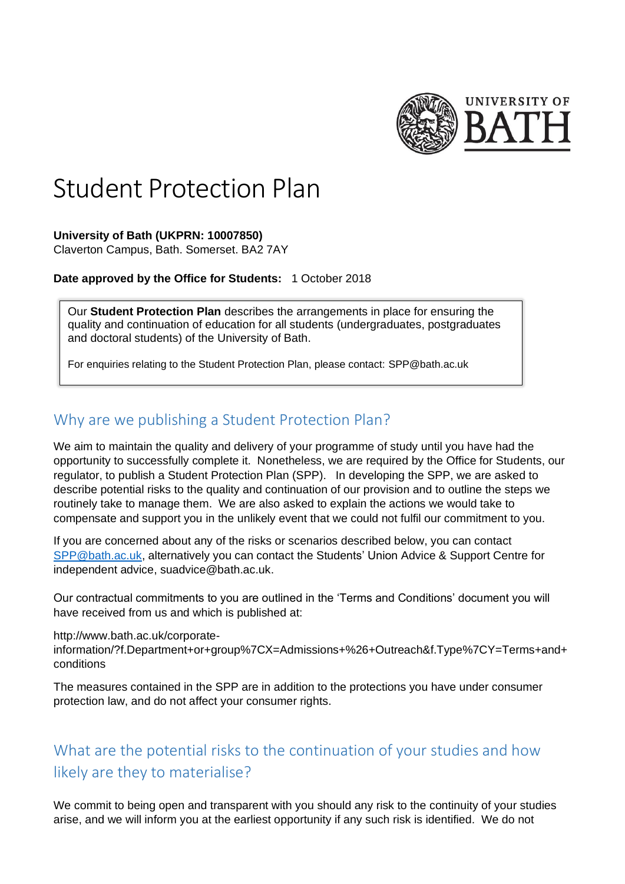# Student Protection Plan

**University of Bath (UKPRN: 10007850)**
Claverton Campus, Bath. Somerset. BA2 7AY

**Date approved by the Office for Students:** 1 October 2018

> Our **Student Protection Plan** describes the arrangements in place for ensuring the quality and continuation of education for all students (undergraduates, postgraduates and doctoral students) of the University of Bath.
>
> For enquiries relating to the Student Protection Plan, please contact: SPP@bath.ac.uk

## Why are we publishing a Student Protection Plan?

We aim to maintain the quality and delivery of your programme of study until you have had the opportunity to successfully complete it. Nonetheless, we are required by the Office for Students, our regulator, to publish a Student Protection Plan (SPP). In developing the SPP, we are asked to describe potential risks to the quality and continuation of our provision and to outline the steps we routinely take to manage them. We are also asked to explain the actions we would take to compensate and support you in the unlikely event that we could not fulfil our commitment to you.

If you are concerned about any of the risks or scenarios described below, you can contact SPP@bath.ac.uk, alternatively you can contact the Students' Union Advice & Support Centre for independent advice, suadvice@bath.ac.uk.

Our contractual commitments to you are outlined in the 'Terms and Conditions' document you will have received from us and which is published at:

http://www.bath.ac.uk/corporate-information/?f.Department+or+group%7CX=Admissions+%26+Outreach&f.Type%7CY=Terms+and+conditions

The measures contained in the SPP are in addition to the protections you have under consumer protection law, and do not affect your consumer rights.

## What are the potential risks to the continuation of your studies and how likely are they to materialise?

We commit to being open and transparent with you should any risk to the continuity of your studies arise, and we will inform you at the earliest opportunity if any such risk is identified. We do not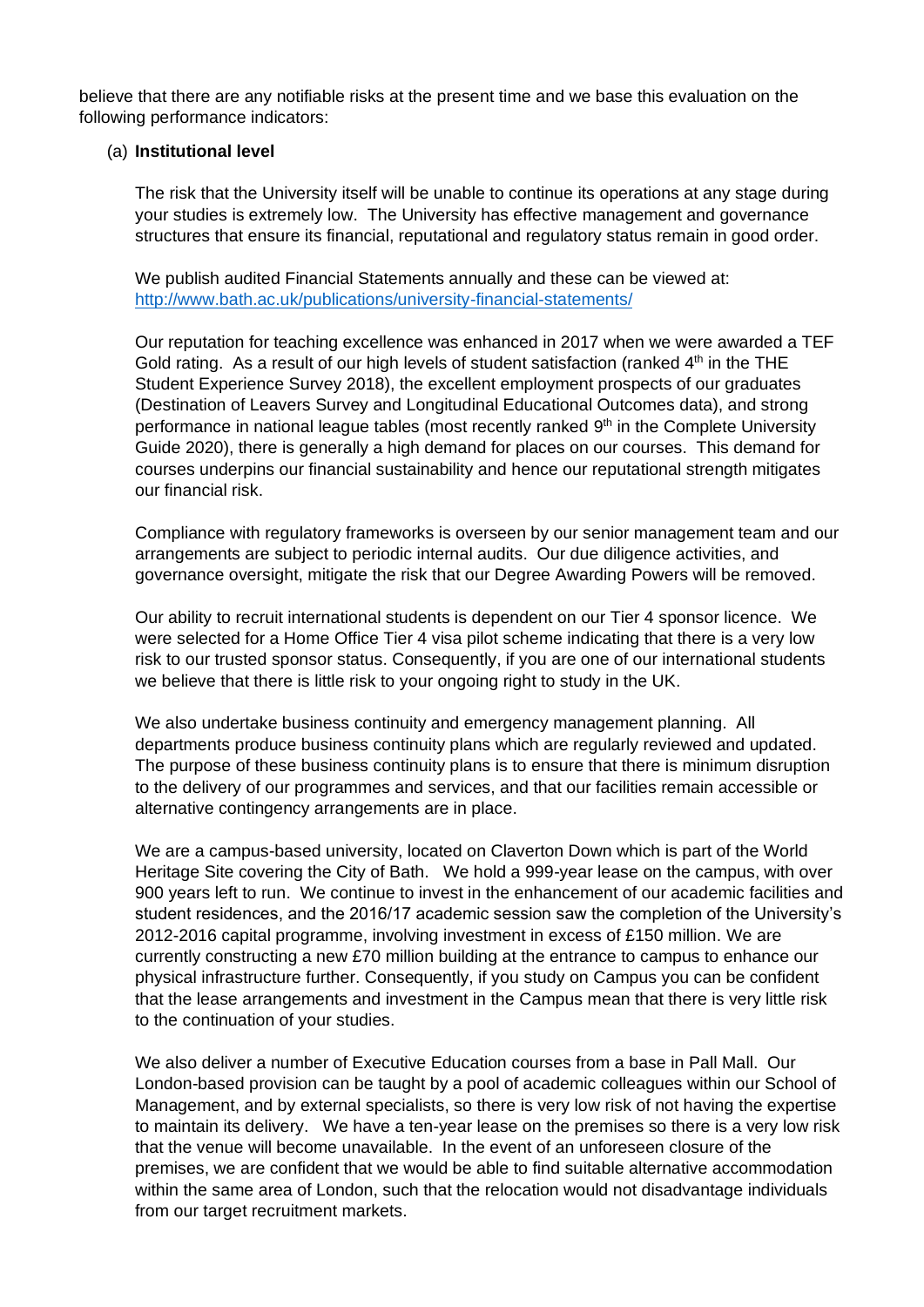believe that there are any notifiable risks at the present time and we base this evaluation on the following performance indicators:

(a) **Institutional level**

The risk that the University itself will be unable to continue its operations at any stage during your studies is extremely low. The University has effective management and governance structures that ensure its financial, reputational and regulatory status remain in good order.

We publish audited Financial Statements annually and these can be viewed at: [http://www.bath.ac.uk/publications/university-financial-statements/](http://www.bath.ac.uk/publications/university-financial-statements/)

Our reputation for teaching excellence was enhanced in 2017 when we were awarded a TEF Gold rating. As a result of our high levels of student satisfaction (ranked 4th in the THE Student Experience Survey 2018), the excellent employment prospects of our graduates (Destination of Leavers Survey and Longitudinal Educational Outcomes data), and strong performance in national league tables (most recently ranked 9th in the Complete University Guide 2020), there is generally a high demand for places on our courses. This demand for courses underpins our financial sustainability and hence our reputational strength mitigates our financial risk.

Compliance with regulatory frameworks is overseen by our senior management team and our arrangements are subject to periodic internal audits. Our due diligence activities, and governance oversight, mitigate the risk that our Degree Awarding Powers will be removed.

Our ability to recruit international students is dependent on our Tier 4 sponsor licence. We were selected for a Home Office Tier 4 visa pilot scheme indicating that there is a very low risk to our trusted sponsor status. Consequently, if you are one of our international students we believe that there is little risk to your ongoing right to study in the UK.

We also undertake business continuity and emergency management planning. All departments produce business continuity plans which are regularly reviewed and updated. The purpose of these business continuity plans is to ensure that there is minimum disruption to the delivery of our programmes and services, and that our facilities remain accessible or alternative contingency arrangements are in place.

We are a campus-based university, located on Claverton Down which is part of the World Heritage Site covering the City of Bath. We hold a 999-year lease on the campus, with over 900 years left to run. We continue to invest in the enhancement of our academic facilities and student residences, and the 2016/17 academic session saw the completion of the University's 2012-2016 capital programme, involving investment in excess of £150 million. We are currently constructing a new £70 million building at the entrance to campus to enhance our physical infrastructure further. Consequently, if you study on Campus you can be confident that the lease arrangements and investment in the Campus mean that there is very little risk to the continuation of your studies.

We also deliver a number of Executive Education courses from a base in Pall Mall. Our London-based provision can be taught by a pool of academic colleagues within our School of Management, and by external specialists, so there is very low risk of not having the expertise to maintain its delivery. We have a ten-year lease on the premises so there is a very low risk that the venue will become unavailable. In the event of an unforeseen closure of the premises, we are confident that we would be able to find suitable alternative accommodation within the same area of London, such that the relocation would not disadvantage individuals from our target recruitment markets.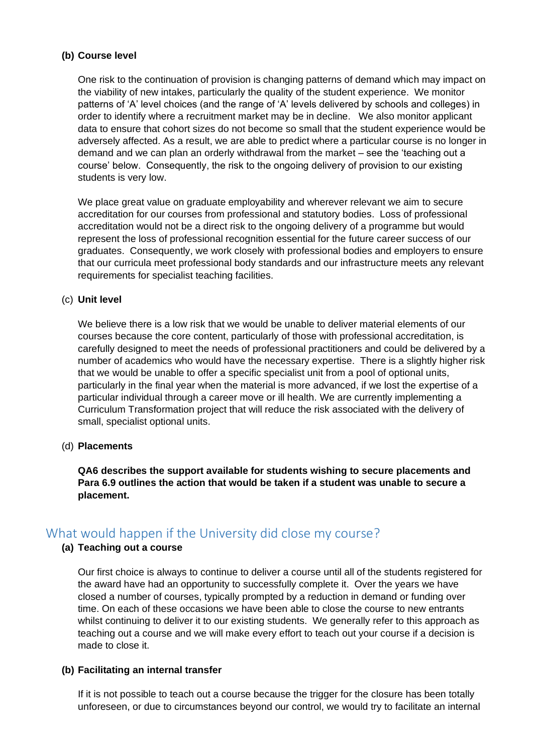**(b) Course level**

One risk to the continuation of provision is changing patterns of demand which may impact on the viability of new intakes, particularly the quality of the student experience. We monitor patterns of 'A' level choices (and the range of 'A' levels delivered by schools and colleges) in order to identify where a recruitment market may be in decline. We also monitor applicant data to ensure that cohort sizes do not become so small that the student experience would be adversely affected. As a result, we are able to predict where a particular course is no longer in demand and we can plan an orderly withdrawal from the market – see the 'teaching out a course' below. Consequently, the risk to the ongoing delivery of provision to our existing students is very low.

We place great value on graduate employability and wherever relevant we aim to secure accreditation for our courses from professional and statutory bodies. Loss of professional accreditation would not be a direct risk to the ongoing delivery of a programme but would represent the loss of professional recognition essential for the future career success of our graduates. Consequently, we work closely with professional bodies and employers to ensure that our curricula meet professional body standards and our infrastructure meets any relevant requirements for specialist teaching facilities.

(c) **Unit level**

We believe there is a low risk that we would be unable to deliver material elements of our courses because the core content, particularly of those with professional accreditation, is carefully designed to meet the needs of professional practitioners and could be delivered by a number of academics who would have the necessary expertise. There is a slightly higher risk that we would be unable to offer a specific specialist unit from a pool of optional units, particularly in the final year when the material is more advanced, if we lost the expertise of a particular individual through a career move or ill health. We are currently implementing a Curriculum Transformation project that will reduce the risk associated with the delivery of small, specialist optional units.

(d) **Placements**

**QA6 describes the support available for students wishing to secure placements and Para 6.9 outlines the action that would be taken if a student was unable to secure a placement.**

## What would happen if the University did close my course?

**(a) Teaching out a course**

Our first choice is always to continue to deliver a course until all of the students registered for the award have had an opportunity to successfully complete it. Over the years we have closed a number of courses, typically prompted by a reduction in demand or funding over time. On each of these occasions we have been able to close the course to new entrants whilst continuing to deliver it to our existing students. We generally refer to this approach as teaching out a course and we will make every effort to teach out your course if a decision is made to close it.

**(b) Facilitating an internal transfer**

If it is not possible to teach out a course because the trigger for the closure has been totally unforeseen, or due to circumstances beyond our control, we would try to facilitate an internal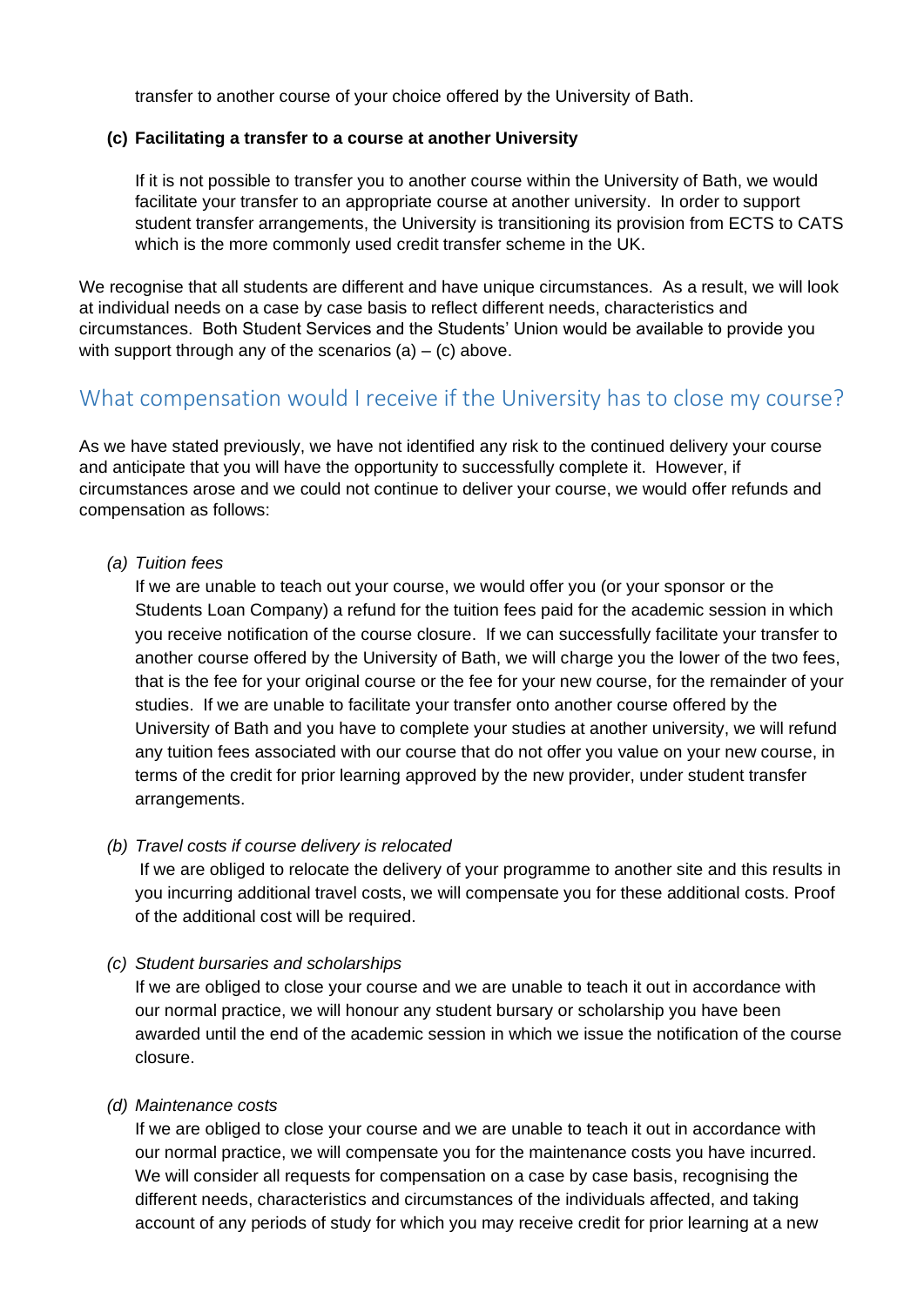transfer to another course of your choice offered by the University of Bath.

**(c) Facilitating a transfer to a course at another University**

If it is not possible to transfer you to another course within the University of Bath, we would facilitate your transfer to an appropriate course at another university. In order to support student transfer arrangements, the University is transitioning its provision from ECTS to CATS which is the more commonly used credit transfer scheme in the UK.

We recognise that all students are different and have unique circumstances. As a result, we will look at individual needs on a case by case basis to reflect different needs, characteristics and circumstances. Both Student Services and the Students' Union would be available to provide you with support through any of the scenarios (a) – (c) above.

## What compensation would I receive if the University has to close my course?

As we have stated previously, we have not identified any risk to the continued delivery your course and anticipate that you will have the opportunity to successfully complete it. However, if circumstances arose and we could not continue to deliver your course, we would offer refunds and compensation as follows:

*(a) Tuition fees*

If we are unable to teach out your course, we would offer you (or your sponsor or the Students Loan Company) a refund for the tuition fees paid for the academic session in which you receive notification of the course closure. If we can successfully facilitate your transfer to another course offered by the University of Bath, we will charge you the lower of the two fees, that is the fee for your original course or the fee for your new course, for the remainder of your studies. If we are unable to facilitate your transfer onto another course offered by the University of Bath and you have to complete your studies at another university, we will refund any tuition fees associated with our course that do not offer you value on your new course, in terms of the credit for prior learning approved by the new provider, under student transfer arrangements.

*(b) Travel costs if course delivery is relocated*

If we are obliged to relocate the delivery of your programme to another site and this results in you incurring additional travel costs, we will compensate you for these additional costs. Proof of the additional cost will be required.

*(c) Student bursaries and scholarships*

If we are obliged to close your course and we are unable to teach it out in accordance with our normal practice, we will honour any student bursary or scholarship you have been awarded until the end of the academic session in which we issue the notification of the course closure.

*(d) Maintenance costs*

If we are obliged to close your course and we are unable to teach it out in accordance with our normal practice, we will compensate you for the maintenance costs you have incurred. We will consider all requests for compensation on a case by case basis, recognising the different needs, characteristics and circumstances of the individuals affected, and taking account of any periods of study for which you may receive credit for prior learning at a new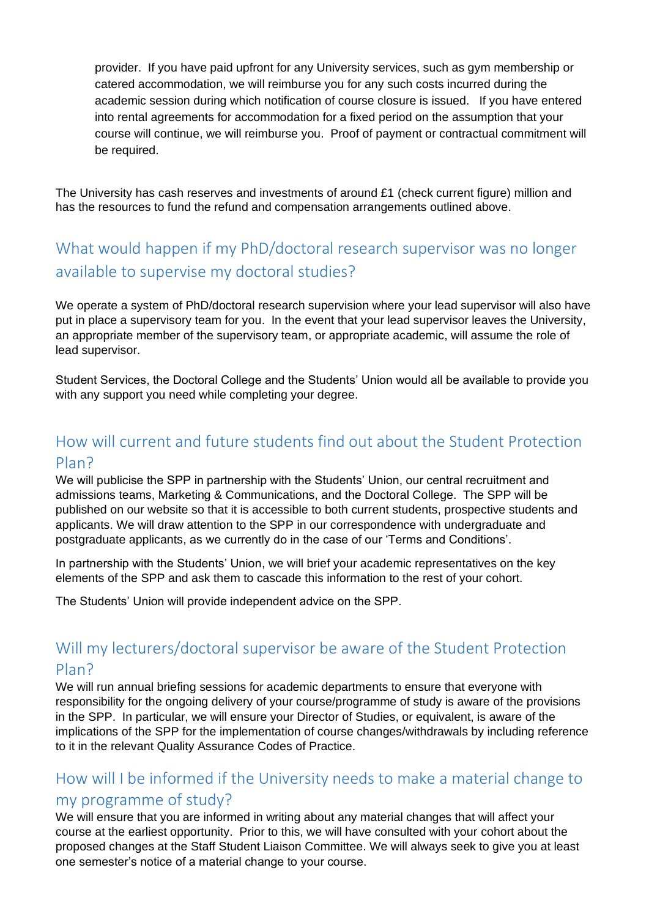provider. If you have paid upfront for any University services, such as gym membership or catered accommodation, we will reimburse you for any such costs incurred during the academic session during which notification of course closure is issued. If you have entered into rental agreements for accommodation for a fixed period on the assumption that your course will continue, we will reimburse you. Proof of payment or contractual commitment will be required.

The University has cash reserves and investments of around £1 (check current figure) million and has the resources to fund the refund and compensation arrangements outlined above.

## What would happen if my PhD/doctoral research supervisor was no longer available to supervise my doctoral studies?

We operate a system of PhD/doctoral research supervision where your lead supervisor will also have put in place a supervisory team for you. In the event that your lead supervisor leaves the University, an appropriate member of the supervisory team, or appropriate academic, will assume the role of lead supervisor.

Student Services, the Doctoral College and the Students' Union would all be available to provide you with any support you need while completing your degree.

## How will current and future students find out about the Student Protection Plan?

We will publicise the SPP in partnership with the Students' Union, our central recruitment and admissions teams, Marketing & Communications, and the Doctoral College. The SPP will be published on our website so that it is accessible to both current students, prospective students and applicants. We will draw attention to the SPP in our correspondence with undergraduate and postgraduate applicants, as we currently do in the case of our 'Terms and Conditions'.

In partnership with the Students' Union, we will brief your academic representatives on the key elements of the SPP and ask them to cascade this information to the rest of your cohort.

The Students' Union will provide independent advice on the SPP.

## Will my lecturers/doctoral supervisor be aware of the Student Protection Plan?

We will run annual briefing sessions for academic departments to ensure that everyone with responsibility for the ongoing delivery of your course/programme of study is aware of the provisions in the SPP. In particular, we will ensure your Director of Studies, or equivalent, is aware of the implications of the SPP for the implementation of course changes/withdrawals by including reference to it in the relevant Quality Assurance Codes of Practice.

## How will I be informed if the University needs to make a material change to my programme of study?

We will ensure that you are informed in writing about any material changes that will affect your course at the earliest opportunity. Prior to this, we will have consulted with your cohort about the proposed changes at the Staff Student Liaison Committee. We will always seek to give you at least one semester's notice of a material change to your course.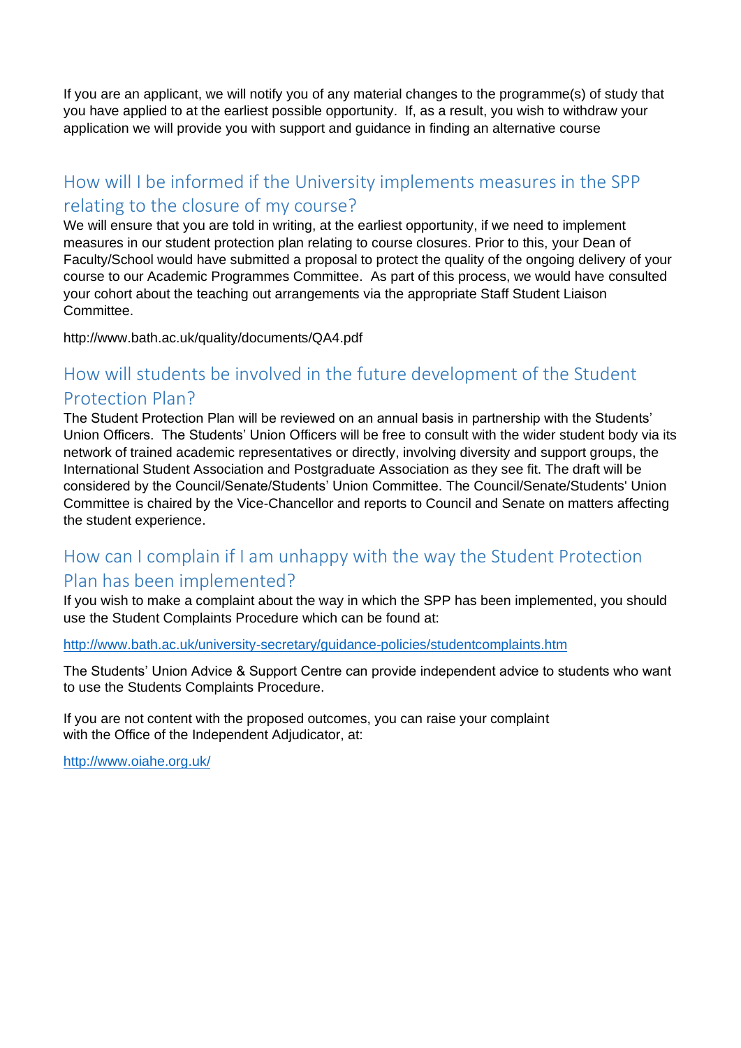If you are an applicant, we will notify you of any material changes to the programme(s) of study that you have applied to at the earliest possible opportunity. If, as a result, you wish to withdraw your application we will provide you with support and guidance in finding an alternative course

## How will I be informed if the University implements measures in the SPP relating to the closure of my course?

We will ensure that you are told in writing, at the earliest opportunity, if we need to implement measures in our student protection plan relating to course closures. Prior to this, your Dean of Faculty/School would have submitted a proposal to protect the quality of the ongoing delivery of your course to our Academic Programmes Committee. As part of this process, we would have consulted your cohort about the teaching out arrangements via the appropriate Staff Student Liaison Committee.

http://www.bath.ac.uk/quality/documents/QA4.pdf

## How will students be involved in the future development of the Student Protection Plan?

The Student Protection Plan will be reviewed on an annual basis in partnership with the Students' Union Officers. The Students' Union Officers will be free to consult with the wider student body via its network of trained academic representatives or directly, involving diversity and support groups, the International Student Association and Postgraduate Association as they see fit. The draft will be considered by the Council/Senate/Students' Union Committee. The Council/Senate/Students' Union Committee is chaired by the Vice-Chancellor and reports to Council and Senate on matters affecting the student experience.

## How can I complain if I am unhappy with the way the Student Protection Plan has been implemented?

If you wish to make a complaint about the way in which the SPP has been implemented, you should use the Student Complaints Procedure which can be found at:

http://www.bath.ac.uk/university-secretary/guidance-policies/studentcomplaints.htm

The Students' Union Advice & Support Centre can provide independent advice to students who want to use the Students Complaints Procedure.

If you are not content with the proposed outcomes, you can raise your complaint with the Office of the Independent Adjudicator, at:

http://www.oiahe.org.uk/